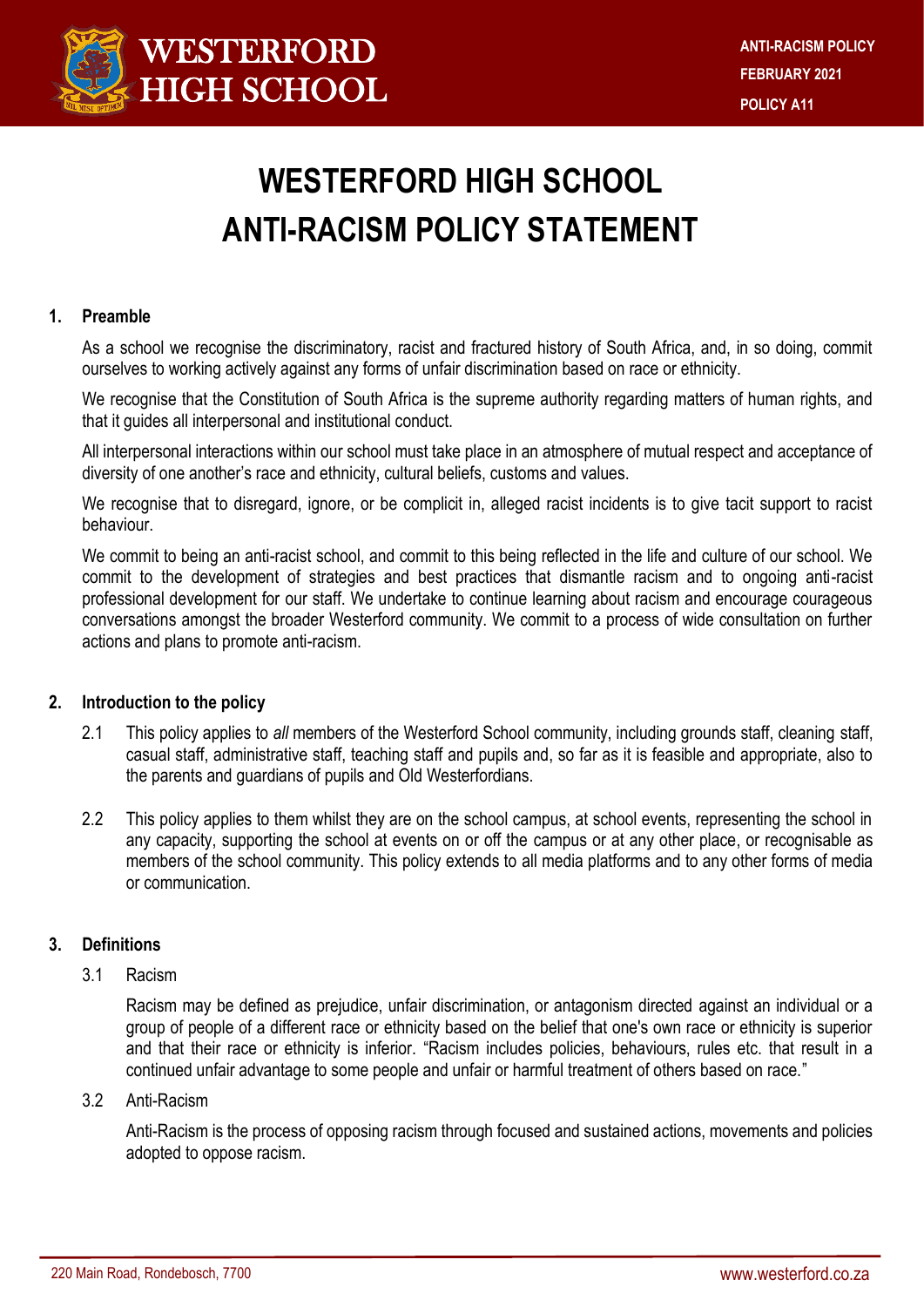# WESTERFORD HIGH SCHOOL ANTI-RACISM POLICY STATEMENT

## 1. Preamble

As a school we recognise the discriminatory, racist and fractured history of South Africa, and, in so doing, commit ourselves to working actively against any forms of unfair discrimination based on race or ethnicity.

We recognise that the Constitution of South Africa is the supreme authority regarding matters of human rights, and that it guides all interpersonal and institutional conduct.

All interpersonal interactions within our school must take place in an atmosphere of mutual respect and acceptance of diversity of one another's race and ethnicity, cultural beliefs, customs and values.

We recognise that to disregard, ignore, or be complicit in, alleged racist incidents is to give tacit support to racist behaviour.

We commit to being an anti-racist school, and commit to this being reflected in the life and culture of our school. We commit to the development of strategies and best practices that dismantle racism and to ongoing anti-racist professional development for our staff. We undertake to continue learning about racism and encourage courageous conversations amongst the broader Westerford community. We commit to a process of wide consultation on further actions and plans to promote anti-racism.

## 2. Introduction to the policy

2.1 This policy applies to *all* members of the Westerford School community, including grounds staff, cleaning staff, casual staff, administrative staff, teaching staff and pupils and, so far as it is feasible and appropriate, also to the parents and guardians of pupils and Old Westerfordians.

2.2 This policy applies to them whilst they are on the school campus, at school events, representing the school in any capacity, supporting the school at events on or off the campus or at any other place, or recognisable as members of the school community. This policy extends to all media platforms and to any other forms of media or communication.

## 3. Definitions

3.1 Racism

Racism may be defined as prejudice, unfair discrimination, or antagonism directed against an individual or a group of people of a different race or ethnicity based on the belief that one's own race or ethnicity is superior and that their race or ethnicity is inferior. "Racism includes policies, behaviours, rules etc. that result in a continued unfair advantage to some people and unfair or harmful treatment of others based on race."

3.2 Anti-Racism

Anti-Racism is the process of opposing racism through focused and sustained actions, movements and policies adopted to oppose racism.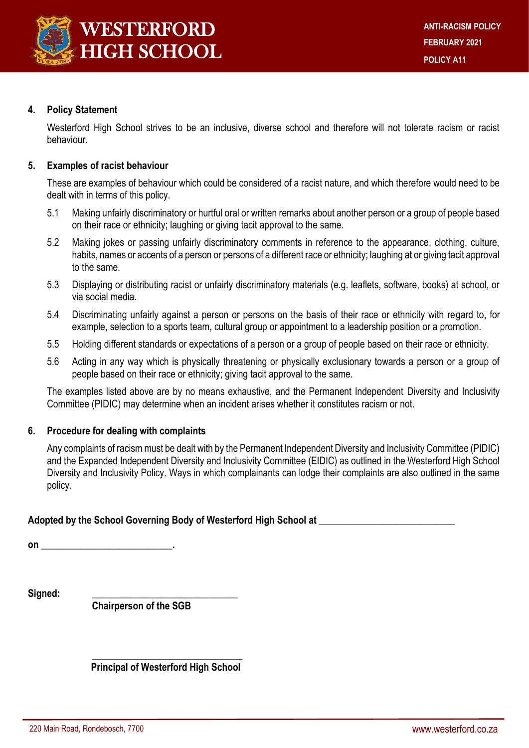## 4. Policy Statement

Westerford High School strives to be an inclusive, diverse school and therefore will not tolerate racism or racist behaviour.

## 5. Examples of racist behaviour

These are examples of behaviour which could be considered of a racist nature, and which therefore would need to be dealt with in terms of this policy.

5.1 Making unfairly discriminatory or hurtful oral or written remarks about another person or a group of people based on their race or ethnicity; laughing or giving tacit approval to the same.

5.2 Making jokes or passing unfairly discriminatory comments in reference to the appearance, clothing, culture, habits, names or accents of a person or persons of a different race or ethnicity; laughing at or giving tacit approval to the same.

5.3 Displaying or distributing racist or unfairly discriminatory materials (e.g. leaflets, software, books) at school, or via social media.

5.4 Discriminating unfairly against a person or persons on the basis of their race or ethnicity with regard to, for example, selection to a sports team, cultural group or appointment to a leadership position or a promotion.

5.5 Holding different standards or expectations of a person or a group of people based on their race or ethnicity.

5.6 Acting in any way which is physically threatening or physically exclusionary towards a person or a group of people based on their race or ethnicity; giving tacit approval to the same.

The examples listed above are by no means exhaustive, and the Permanent Independent Diversity and Inclusivity Committee (PIDIC) may determine when an incident arises whether it constitutes racism or not.

## 6. Procedure for dealing with complaints

Any complaints of racism must be dealt with by the Permanent Independent Diversity and Inclusivity Committee (PIDIC) and the Expanded Independent Diversity and Inclusivity Committee (EIDIC) as outlined in the Westerford High School Diversity and Inclusivity Policy. Ways in which complainants can lodge their complaints are also outlined in the same policy.

**Adopted by the School Governing Body of Westerford High School at \_\_\_\_\_\_\_\_\_\_\_\_\_\_\_\_\_\_\_\_\_\_\_\_\_\_\_\_**

**on \_\_\_\_\_\_\_\_\_\_\_\_\_\_\_\_\_\_\_\_\_\_\_\_\_\_\_.**

**Signed:** \_\_\_\_\_\_\_\_\_\_\_\_\_\_\_\_\_\_\_\_\_\_\_\_\_\_\_\_\_\_

**Chairperson of the SGB**

\_\_\_\_\_\_\_\_\_\_\_\_\_\_\_\_\_\_\_\_\_\_\_\_\_\_\_\_\_\_

**Principal of Westerford High School**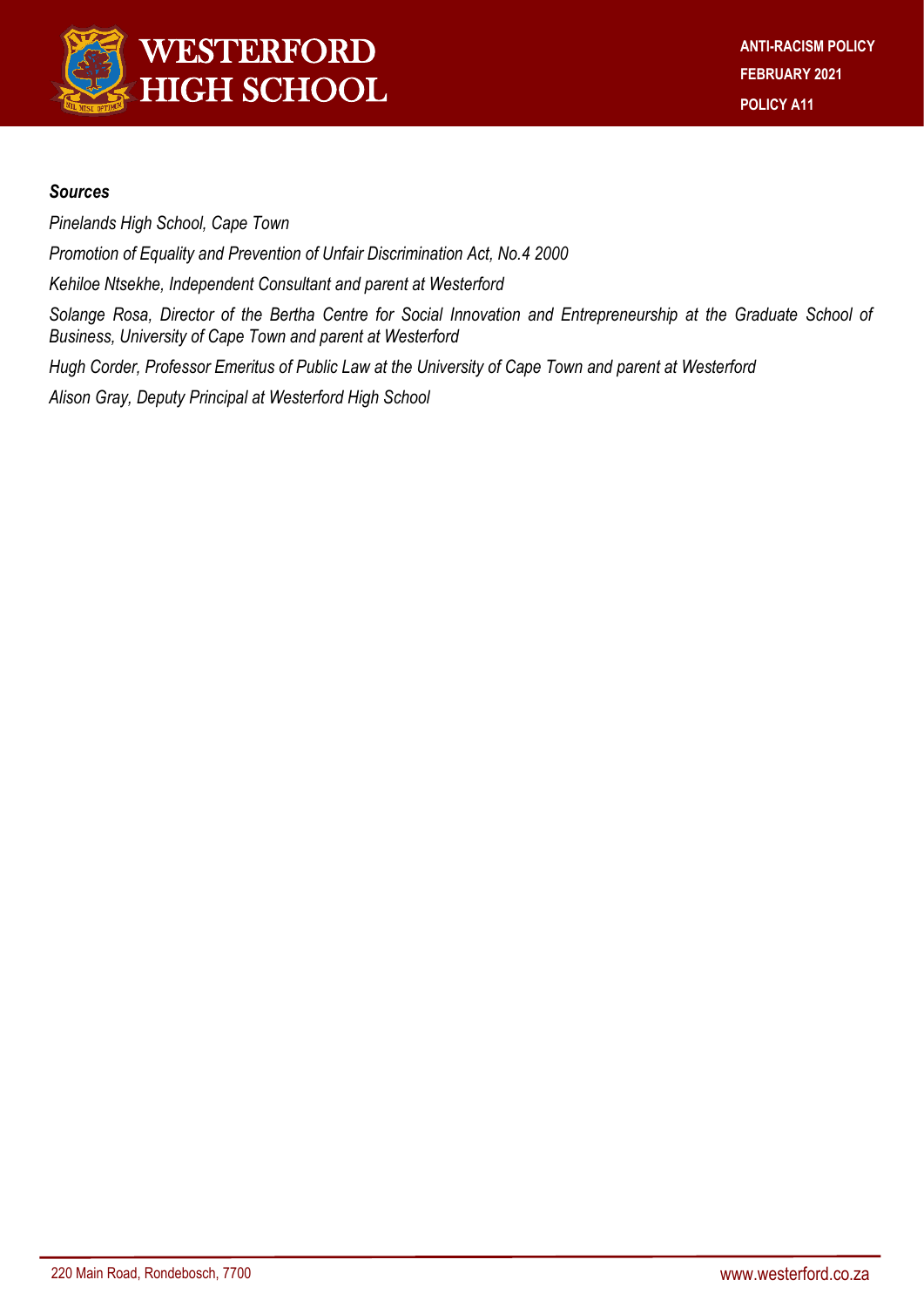***Sources***

*Pinelands High School, Cape Town*

*Promotion of Equality and Prevention of Unfair Discrimination Act, No.4 2000*

*Kehiloe Ntsekhe, Independent Consultant and parent at Westerford*

*Solange Rosa, Director of the Bertha Centre for Social Innovation and Entrepreneurship at the Graduate School of Business, University of Cape Town and parent at Westerford*

*Hugh Corder, Professor Emeritus of Public Law at the University of Cape Town and parent at Westerford*

*Alison Gray, Deputy Principal at Westerford High School*